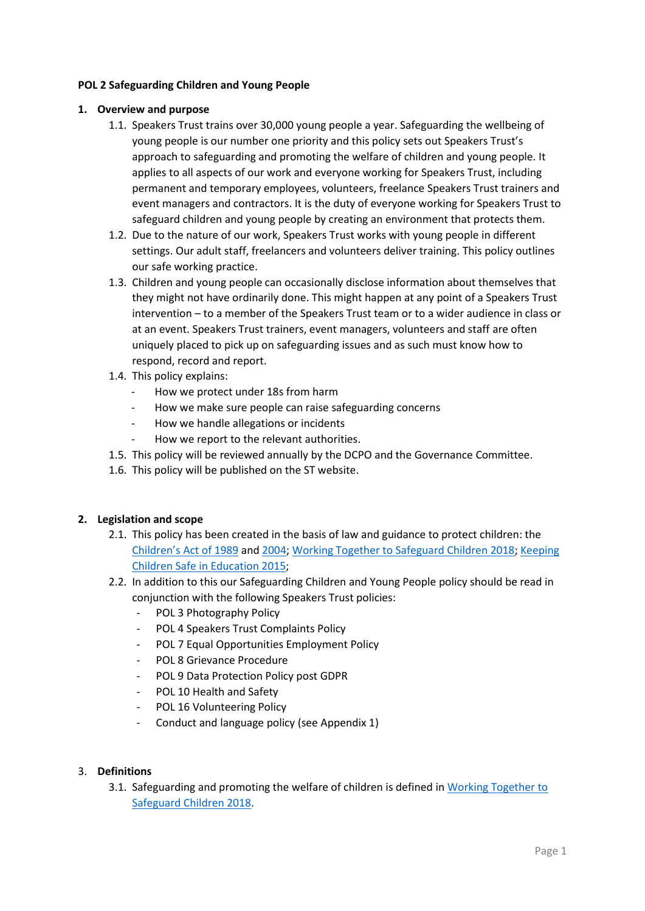**POL 2 Safeguarding Children and Young People**

1. **Overview and purpose**
   1.1. Speakers Trust trains over 30,000 young people a year. Safeguarding the wellbeing of young people is our number one priority and this policy sets out Speakers Trust's approach to safeguarding and promoting the welfare of children and young people. It applies to all aspects of our work and everyone working for Speakers Trust, including permanent and temporary employees, volunteers, freelance Speakers Trust trainers and event managers and contractors. It is the duty of everyone working for Speakers Trust to safeguard children and young people by creating an environment that protects them.
   1.2. Due to the nature of our work, Speakers Trust works with young people in different settings. Our adult staff, freelancers and volunteers deliver training. This policy outlines our safe working practice.
   1.3. Children and young people can occasionally disclose information about themselves that they might not have ordinarily done. This might happen at any point of a Speakers Trust intervention – to a member of the Speakers Trust team or to a wider audience in class or at an event. Speakers Trust trainers, event managers, volunteers and staff are often uniquely placed to pick up on safeguarding issues and as such must know how to respond, record and report.
   1.4. This policy explains:
      - How we protect under 18s from harm
      - How we make sure people can raise safeguarding concerns
      - How we handle allegations or incidents
      - How we report to the relevant authorities.
   1.5. This policy will be reviewed annually by the DCPO and the Governance Committee.
   1.6. This policy will be published on the ST website.

2. **Legislation and scope**
   2.1. This policy has been created in the basis of law and guidance to protect children: the Children's Act of 1989 and 2004; Working Together to Safeguard Children 2018; Keeping Children Safe in Education 2015;
   2.2. In addition to this our Safeguarding Children and Young People policy should be read in conjunction with the following Speakers Trust policies:
      - POL 3 Photography Policy
      - POL 4 Speakers Trust Complaints Policy
      - POL 7 Equal Opportunities Employment Policy
      - POL 8 Grievance Procedure
      - POL 9 Data Protection Policy post GDPR
      - POL 10 Health and Safety
      - POL 16 Volunteering Policy
      - Conduct and language policy (see Appendix 1)

3. **Definitions**
   3.1. Safeguarding and promoting the welfare of children is defined in Working Together to Safeguard Children 2018.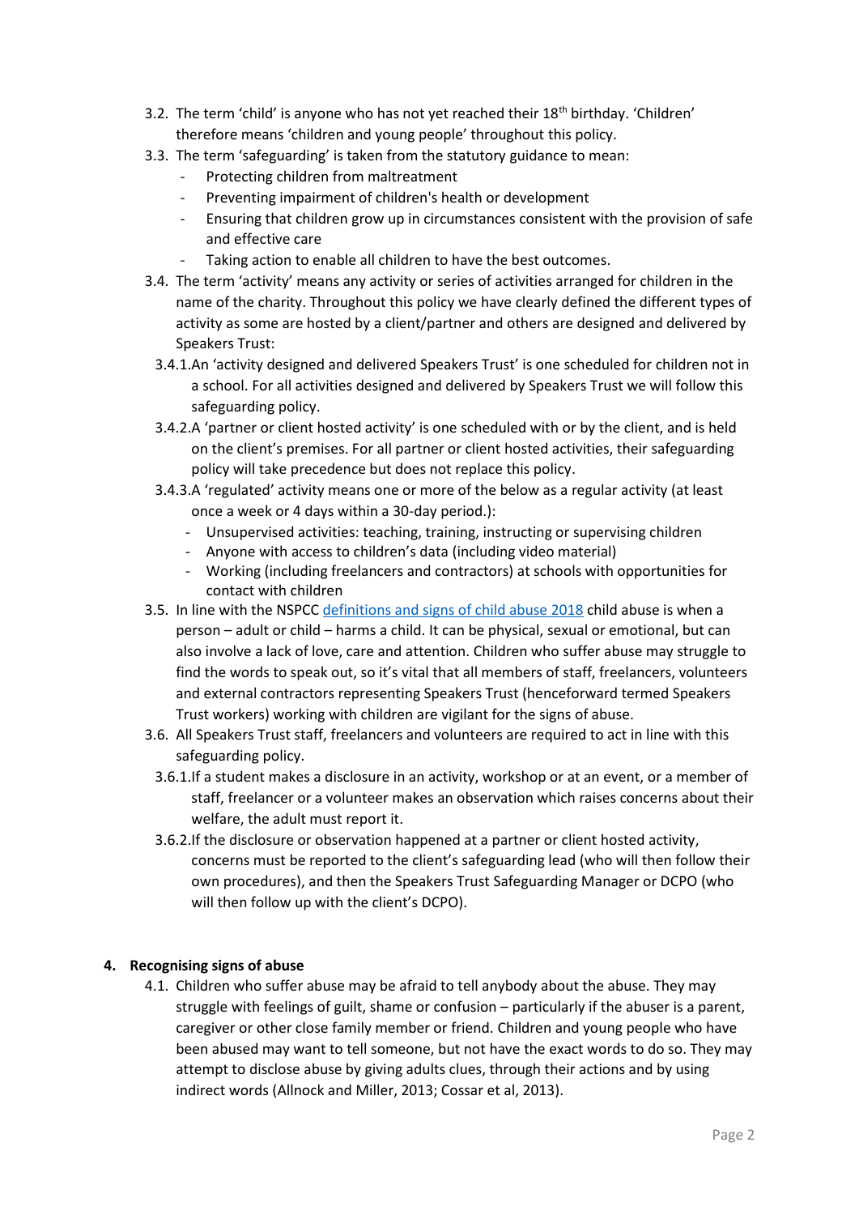3.2. The term 'child' is anyone who has not yet reached their 18th birthday. 'Children' therefore means 'children and young people' throughout this policy.

3.3. The term 'safeguarding' is taken from the statutory guidance to mean:

- Protecting children from maltreatment
- Preventing impairment of children's health or development
- Ensuring that children grow up in circumstances consistent with the provision of safe and effective care
- Taking action to enable all children to have the best outcomes.

3.4. The term 'activity' means any activity or series of activities arranged for children in the name of the charity. Throughout this policy we have clearly defined the different types of activity as some are hosted by a client/partner and others are designed and delivered by Speakers Trust:

3.4.1. An 'activity designed and delivered Speakers Trust' is one scheduled for children not in a school. For all activities designed and delivered by Speakers Trust we will follow this safeguarding policy.

3.4.2. A 'partner or client hosted activity' is one scheduled with or by the client, and is held on the client's premises. For all partner or client hosted activities, their safeguarding policy will take precedence but does not replace this policy.

3.4.3. A 'regulated' activity means one or more of the below as a regular activity (at least once a week or 4 days within a 30-day period.):

- Unsupervised activities: teaching, training, instructing or supervising children
- Anyone with access to children's data (including video material)
- Working (including freelancers and contractors) at schools with opportunities for contact with children

3.5. In line with the NSPCC [definitions and signs of child abuse 2018] child abuse is when a person – adult or child – harms a child. It can be physical, sexual or emotional, but can also involve a lack of love, care and attention. Children who suffer abuse may struggle to find the words to speak out, so it's vital that all members of staff, freelancers, volunteers and external contractors representing Speakers Trust (henceforward termed Speakers Trust workers) working with children are vigilant for the signs of abuse.

3.6. All Speakers Trust staff, freelancers and volunteers are required to act in line with this safeguarding policy.

3.6.1. If a student makes a disclosure in an activity, workshop or at an event, or a member of staff, freelancer or a volunteer makes an observation which raises concerns about their welfare, the adult must report it.

3.6.2. If the disclosure or observation happened at a partner or client hosted activity, concerns must be reported to the client's safeguarding lead (who will then follow their own procedures), and then the Speakers Trust Safeguarding Manager or DCPO (who will then follow up with the client's DCPO).

## 4. Recognising signs of abuse

4.1. Children who suffer abuse may be afraid to tell anybody about the abuse. They may struggle with feelings of guilt, shame or confusion – particularly if the abuser is a parent, caregiver or other close family member or friend. Children and young people who have been abused may want to tell someone, but not have the exact words to do so. They may attempt to disclose abuse by giving adults clues, through their actions and by using indirect words (Allnock and Miller, 2013; Cossar et al, 2013).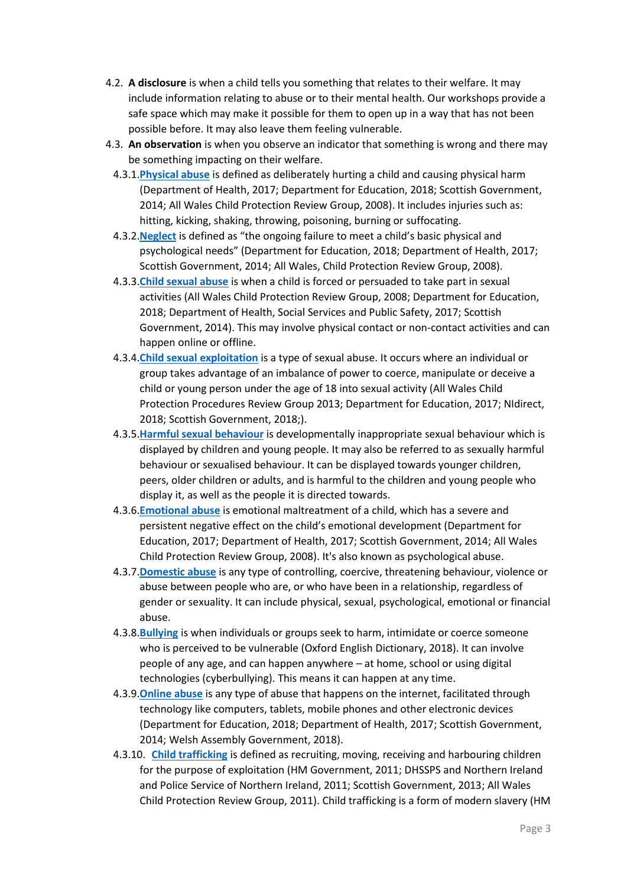4.2. **A disclosure** is when a child tells you something that relates to their welfare. It may include information relating to abuse or to their mental health. Our workshops provide a safe space which may make it possible for them to open up in a way that has not been possible before. It may also leave them feeling vulnerable.

4.3. **An observation** is when you observe an indicator that something is wrong and there may be something impacting on their welfare.

4.3.1. **Physical abuse** is defined as deliberately hurting a child and causing physical harm (Department of Health, 2017; Department for Education, 2018; Scottish Government, 2014; All Wales Child Protection Review Group, 2008). It includes injuries such as: hitting, kicking, shaking, throwing, poisoning, burning or suffocating.

4.3.2. **Neglect** is defined as "the ongoing failure to meet a child's basic physical and psychological needs" (Department for Education, 2018; Department of Health, 2017; Scottish Government, 2014; All Wales, Child Protection Review Group, 2008).

4.3.3. **Child sexual abuse** is when a child is forced or persuaded to take part in sexual activities (All Wales Child Protection Review Group, 2008; Department for Education, 2018; Department of Health, Social Services and Public Safety, 2017; Scottish Government, 2014). This may involve physical contact or non-contact activities and can happen online or offline.

4.3.4. **Child sexual exploitation** is a type of sexual abuse. It occurs where an individual or group takes advantage of an imbalance of power to coerce, manipulate or deceive a child or young person under the age of 18 into sexual activity (All Wales Child Protection Procedures Review Group 2013; Department for Education, 2017; NIdirect, 2018; Scottish Government, 2018;).

4.3.5. **Harmful sexual behaviour** is developmentally inappropriate sexual behaviour which is displayed by children and young people. It may also be referred to as sexually harmful behaviour or sexualised behaviour. It can be displayed towards younger children, peers, older children or adults, and is harmful to the children and young people who display it, as well as the people it is directed towards.

4.3.6. **Emotional abuse** is emotional maltreatment of a child, which has a severe and persistent negative effect on the child's emotional development (Department for Education, 2017; Department of Health, 2017; Scottish Government, 2014; All Wales Child Protection Review Group, 2008). It's also known as psychological abuse.

4.3.7. **Domestic abuse** is any type of controlling, coercive, threatening behaviour, violence or abuse between people who are, or who have been in a relationship, regardless of gender or sexuality. It can include physical, sexual, psychological, emotional or financial abuse.

4.3.8. **Bullying** is when individuals or groups seek to harm, intimidate or coerce someone who is perceived to be vulnerable (Oxford English Dictionary, 2018). It can involve people of any age, and can happen anywhere – at home, school or using digital technologies (cyberbullying). This means it can happen at any time.

4.3.9. **Online abuse** is any type of abuse that happens on the internet, facilitated through technology like computers, tablets, mobile phones and other electronic devices (Department for Education, 2018; Department of Health, 2017; Scottish Government, 2014; Welsh Assembly Government, 2018).

4.3.10. **Child trafficking** is defined as recruiting, moving, receiving and harbouring children for the purpose of exploitation (HM Government, 2011; DHSSPS and Northern Ireland and Police Service of Northern Ireland, 2011; Scottish Government, 2013; All Wales Child Protection Review Group, 2011). Child trafficking is a form of modern slavery (HM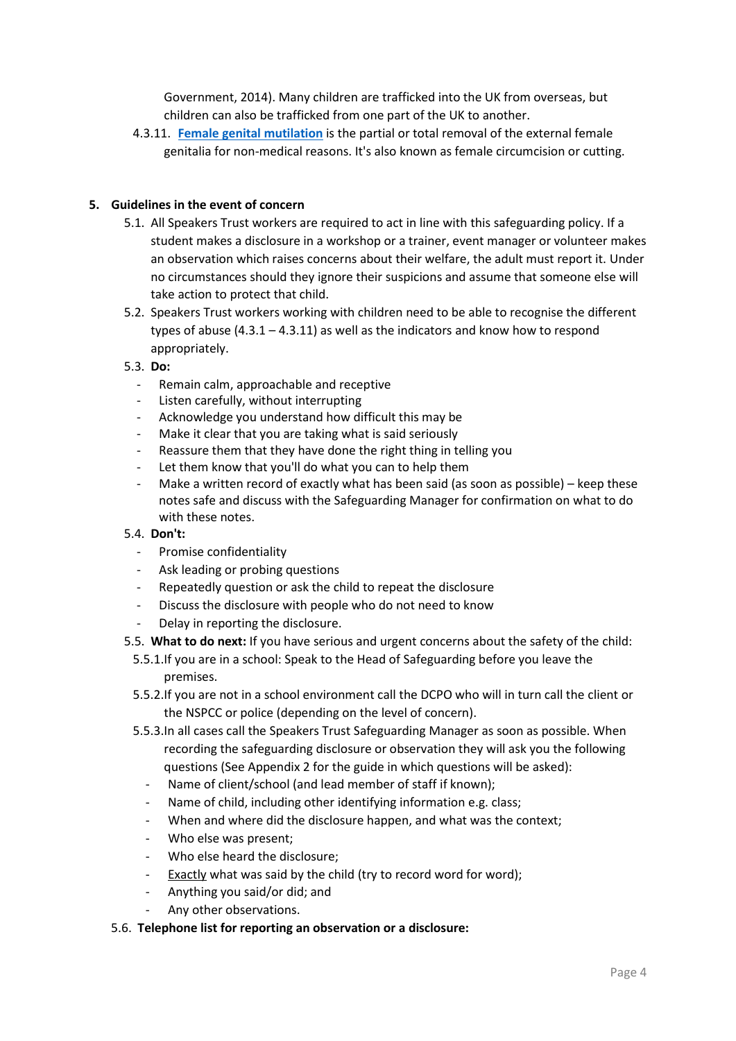Government, 2014). Many children are trafficked into the UK from overseas, but children can also be trafficked from one part of the UK to another.

4.3.11. **Female genital mutilation** is the partial or total removal of the external female genitalia for non-medical reasons. It's also known as female circumcision or cutting.

## 5. Guidelines in the event of concern

5.1. All Speakers Trust workers are required to act in line with this safeguarding policy. If a student makes a disclosure in a workshop or a trainer, event manager or volunteer makes an observation which raises concerns about their welfare, the adult must report it. Under no circumstances should they ignore their suspicions and assume that someone else will take action to protect that child.

5.2. Speakers Trust workers working with children need to be able to recognise the different types of abuse (4.3.1 – 4.3.11) as well as the indicators and know how to respond appropriately.

5.3. **Do:**

- Remain calm, approachable and receptive
- Listen carefully, without interrupting
- Acknowledge you understand how difficult this may be
- Make it clear that you are taking what is said seriously
- Reassure them that they have done the right thing in telling you
- Let them know that you'll do what you can to help them
- Make a written record of exactly what has been said (as soon as possible) – keep these notes safe and discuss with the Safeguarding Manager for confirmation on what to do with these notes.

5.4. **Don't:**

- Promise confidentiality
- Ask leading or probing questions
- Repeatedly question or ask the child to repeat the disclosure
- Discuss the disclosure with people who do not need to know
- Delay in reporting the disclosure.

5.5. **What to do next:** If you have serious and urgent concerns about the safety of the child:

5.5.1. If you are in a school: Speak to the Head of Safeguarding before you leave the premises.

5.5.2. If you are not in a school environment call the DCPO who will in turn call the client or the NSPCC or police (depending on the level of concern).

5.5.3. In all cases call the Speakers Trust Safeguarding Manager as soon as possible. When recording the safeguarding disclosure or observation they will ask you the following questions (See Appendix 2 for the guide in which questions will be asked):

- Name of client/school (and lead member of staff if known);
- Name of child, including other identifying information e.g. class;
- When and where did the disclosure happen, and what was the context;
- Who else was present;
- Who else heard the disclosure;
- Exactly what was said by the child (try to record word for word);
- Anything you said/or did; and
- Any other observations.

5.6. **Telephone list for reporting an observation or a disclosure:**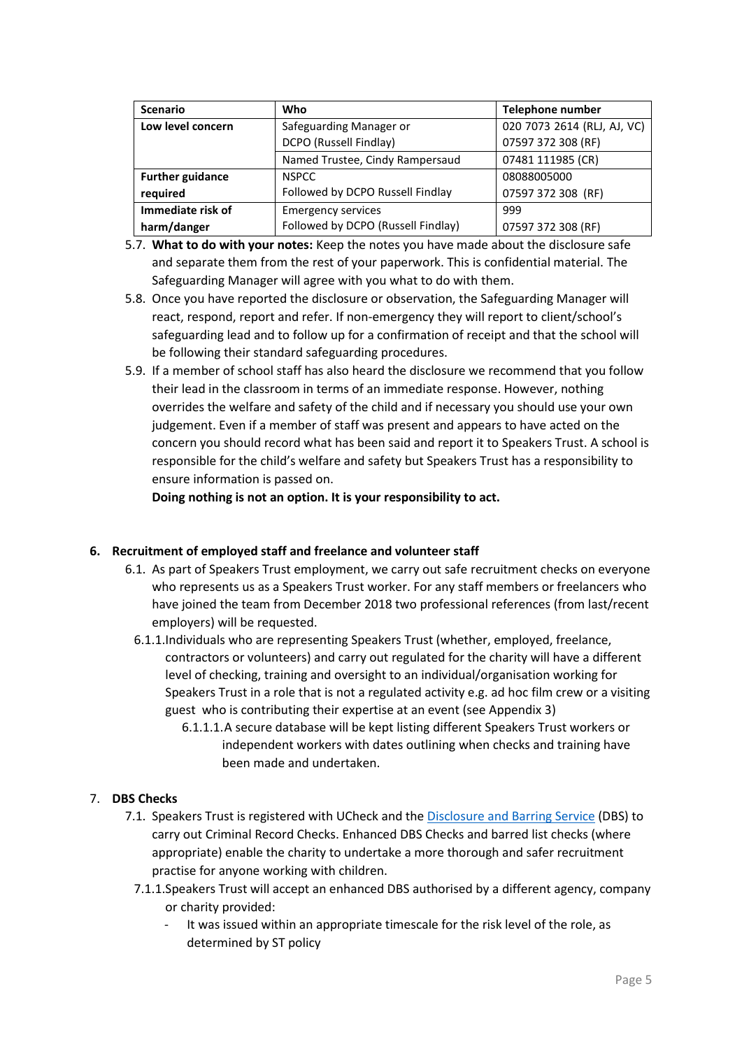| Scenario | Who | Telephone number |
|---|---|---|
| **Low level concern** | Safeguarding Manager or DCPO (Russell Findlay) | 020 7073 2614 (RLJ, AJ, VC) 07597 372 308 (RF) |
| | Named Trustee, Cindy Rampersaud | 07481 111985 (CR) |
| **Further guidance required** | NSPCC Followed by DCPO Russell Findlay | 08088005000 07597 372 308 (RF) |
| **Immediate risk of harm/danger** | Emergency services Followed by DCPO (Russell Findlay) | 999 07597 372 308 (RF) |

5.7. **What to do with your notes:** Keep the notes you have made about the disclosure safe and separate them from the rest of your paperwork. This is confidential material. The Safeguarding Manager will agree with you what to do with them.

5.8. Once you have reported the disclosure or observation, the Safeguarding Manager will react, respond, report and refer. If non-emergency they will report to client/school's safeguarding lead and to follow up for a confirmation of receipt and that the school will be following their standard safeguarding procedures.

5.9. If a member of school staff has also heard the disclosure we recommend that you follow their lead in the classroom in terms of an immediate response. However, nothing overrides the welfare and safety of the child and if necessary you should use your own judgement. Even if a member of staff was present and appears to have acted on the concern you should record what has been said and report it to Speakers Trust. A school is responsible for the child's welfare and safety but Speakers Trust has a responsibility to ensure information is passed on.

**Doing nothing is not an option. It is your responsibility to act.**

## 6. Recruitment of employed staff and freelance and volunteer staff

6.1. As part of Speakers Trust employment, we carry out safe recruitment checks on everyone who represents us as a Speakers Trust worker. For any staff members or freelancers who have joined the team from December 2018 two professional references (from last/recent employers) will be requested.

6.1.1. Individuals who are representing Speakers Trust (whether, employed, freelance, contractors or volunteers) and carry out regulated for the charity will have a different level of checking, training and oversight to an individual/organisation working for Speakers Trust in a role that is not a regulated activity e.g. ad hoc film crew or a visiting guest who is contributing their expertise at an event (see Appendix 3)

6.1.1.1. A secure database will be kept listing different Speakers Trust workers or independent workers with dates outlining when checks and training have been made and undertaken.

## 7. DBS Checks

7.1. Speakers Trust is registered with UCheck and the Disclosure and Barring Service (DBS) to carry out Criminal Record Checks. Enhanced DBS Checks and barred list checks (where appropriate) enable the charity to undertake a more thorough and safer recruitment practise for anyone working with children.

7.1.1. Speakers Trust will accept an enhanced DBS authorised by a different agency, company or charity provided:

- It was issued within an appropriate timescale for the risk level of the role, as determined by ST policy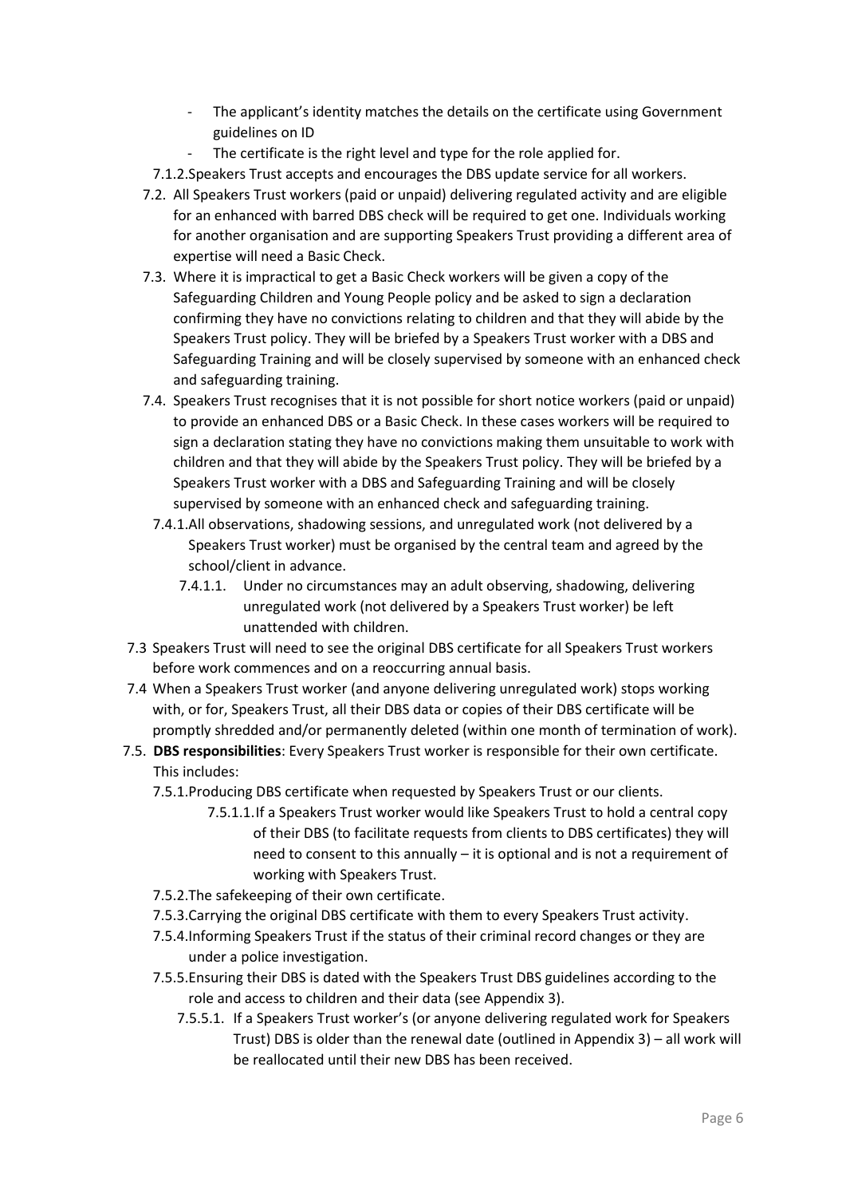- The applicant's identity matches the details on the certificate using Government guidelines on ID
- The certificate is the right level and type for the role applied for.

7.1.2. Speakers Trust accepts and encourages the DBS update service for all workers.

7.2. All Speakers Trust workers (paid or unpaid) delivering regulated activity and are eligible for an enhanced with barred DBS check will be required to get one. Individuals working for another organisation and are supporting Speakers Trust providing a different area of expertise will need a Basic Check.

7.3. Where it is impractical to get a Basic Check workers will be given a copy of the Safeguarding Children and Young People policy and be asked to sign a declaration confirming they have no convictions relating to children and that they will abide by the Speakers Trust policy. They will be briefed by a Speakers Trust worker with a DBS and Safeguarding Training and will be closely supervised by someone with an enhanced check and safeguarding training.

7.4. Speakers Trust recognises that it is not possible for short notice workers (paid or unpaid) to provide an enhanced DBS or a Basic Check. In these cases workers will be required to sign a declaration stating they have no convictions making them unsuitable to work with children and that they will abide by the Speakers Trust policy. They will be briefed by a Speakers Trust worker with a DBS and Safeguarding Training and will be closely supervised by someone with an enhanced check and safeguarding training.

7.4.1. All observations, shadowing sessions, and unregulated work (not delivered by a Speakers Trust worker) must be organised by the central team and agreed by the school/client in advance.

7.4.1.1. Under no circumstances may an adult observing, shadowing, delivering unregulated work (not delivered by a Speakers Trust worker) be left unattended with children.

7.3 Speakers Trust will need to see the original DBS certificate for all Speakers Trust workers before work commences and on a reoccurring annual basis.

7.4 When a Speakers Trust worker (and anyone delivering unregulated work) stops working with, or for, Speakers Trust, all their DBS data or copies of their DBS certificate will be promptly shredded and/or permanently deleted (within one month of termination of work).

7.5. **DBS responsibilities**: Every Speakers Trust worker is responsible for their own certificate. This includes:

7.5.1. Producing DBS certificate when requested by Speakers Trust or our clients.

7.5.1.1. If a Speakers Trust worker would like Speakers Trust to hold a central copy of their DBS (to facilitate requests from clients to DBS certificates) they will need to consent to this annually – it is optional and is not a requirement of working with Speakers Trust.

7.5.2. The safekeeping of their own certificate.

7.5.3. Carrying the original DBS certificate with them to every Speakers Trust activity.

7.5.4. Informing Speakers Trust if the status of their criminal record changes or they are under a police investigation.

7.5.5. Ensuring their DBS is dated with the Speakers Trust DBS guidelines according to the role and access to children and their data (see Appendix 3).

7.5.5.1. If a Speakers Trust worker's (or anyone delivering regulated work for Speakers Trust) DBS is older than the renewal date (outlined in Appendix 3) – all work will be reallocated until their new DBS has been received.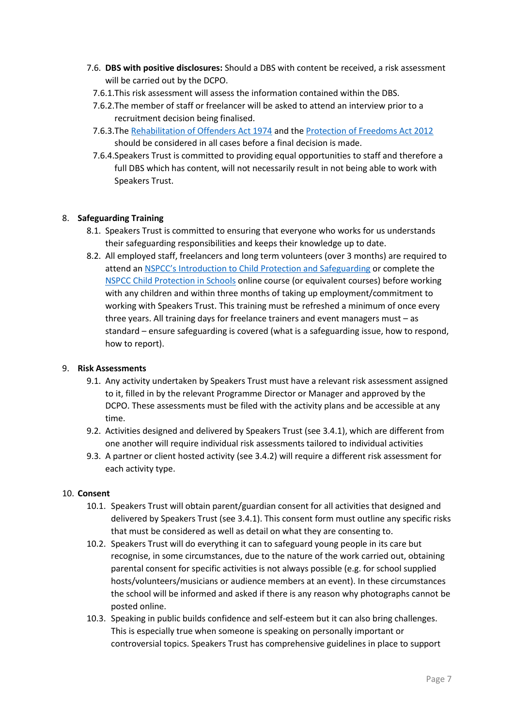7.6. **DBS with positive disclosures:** Should a DBS with content be received, a risk assessment will be carried out by the DCPO.

7.6.1. This risk assessment will assess the information contained within the DBS.

7.6.2. The member of staff or freelancer will be asked to attend an interview prior to a recruitment decision being finalised.

7.6.3. The [Rehabilitation of Offenders Act 1974] and the [Protection of Freedoms Act 2012] should be considered in all cases before a final decision is made.

7.6.4. Speakers Trust is committed to providing equal opportunities to staff and therefore a full DBS which has content, will not necessarily result in not being able to work with Speakers Trust.

## 8. Safeguarding Training

8.1. Speakers Trust is committed to ensuring that everyone who works for us understands their safeguarding responsibilities and keeps their knowledge up to date.

8.2. All employed staff, freelancers and long term volunteers (over 3 months) are required to attend an [NSPCC's Introduction to Child Protection and Safeguarding] or complete the [NSPCC Child Protection in Schools] online course (or equivalent courses) before working with any children and within three months of taking up employment/commitment to working with Speakers Trust. This training must be refreshed a minimum of once every three years. All training days for freelance trainers and event managers must – as standard – ensure safeguarding is covered (what is a safeguarding issue, how to respond, how to report).

## 9. Risk Assessments

9.1. Any activity undertaken by Speakers Trust must have a relevant risk assessment assigned to it, filled in by the relevant Programme Director or Manager and approved by the DCPO. These assessments must be filed with the activity plans and be accessible at any time.

9.2. Activities designed and delivered by Speakers Trust (see 3.4.1), which are different from one another will require individual risk assessments tailored to individual activities

9.3. A partner or client hosted activity (see 3.4.2) will require a different risk assessment for each activity type.

## 10. Consent

10.1. Speakers Trust will obtain parent/guardian consent for all activities that designed and delivered by Speakers Trust (see 3.4.1). This consent form must outline any specific risks that must be considered as well as detail on what they are consenting to.

10.2. Speakers Trust will do everything it can to safeguard young people in its care but recognise, in some circumstances, due to the nature of the work carried out, obtaining parental consent for specific activities is not always possible (e.g. for school supplied hosts/volunteers/musicians or audience members at an event). In these circumstances the school will be informed and asked if there is any reason why photographs cannot be posted online.

10.3. Speaking in public builds confidence and self-esteem but it can also bring challenges. This is especially true when someone is speaking on personally important or controversial topics. Speakers Trust has comprehensive guidelines in place to support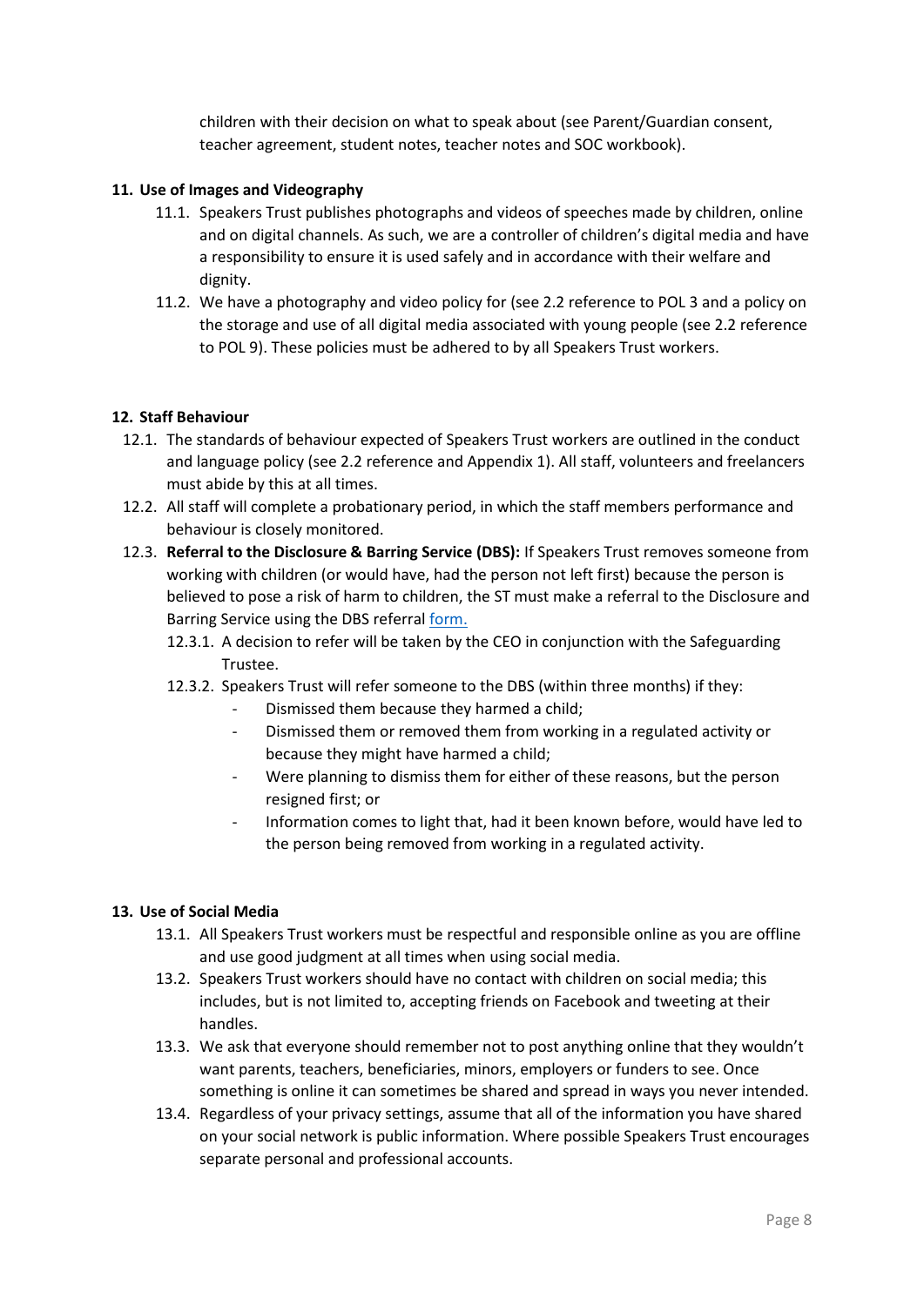children with their decision on what to speak about (see Parent/Guardian consent, teacher agreement, student notes, teacher notes and SOC workbook).

## 11. Use of Images and Videography

11.1. Speakers Trust publishes photographs and videos of speeches made by children, online and on digital channels. As such, we are a controller of children's digital media and have a responsibility to ensure it is used safely and in accordance with their welfare and dignity.

11.2. We have a photography and video policy for (see 2.2 reference to POL 3 and a policy on the storage and use of all digital media associated with young people (see 2.2 reference to POL 9). These policies must be adhered to by all Speakers Trust workers.

## 12. Staff Behaviour

12.1. The standards of behaviour expected of Speakers Trust workers are outlined in the conduct and language policy (see 2.2 reference and Appendix 1). All staff, volunteers and freelancers must abide by this at all times.

12.2. All staff will complete a probationary period, in which the staff members performance and behaviour is closely monitored.

12.3. **Referral to the Disclosure & Barring Service (DBS):** If Speakers Trust removes someone from working with children (or would have, had the person not left first) because the person is believed to pose a risk of harm to children, the ST must make a referral to the Disclosure and Barring Service using the DBS referral [form.]

12.3.1. A decision to refer will be taken by the CEO in conjunction with the Safeguarding Trustee.

12.3.2. Speakers Trust will refer someone to the DBS (within three months) if they:

- Dismissed them because they harmed a child;
- Dismissed them or removed them from working in a regulated activity or because they might have harmed a child;
- Were planning to dismiss them for either of these reasons, but the person resigned first; or
- Information comes to light that, had it been known before, would have led to the person being removed from working in a regulated activity.

## 13. Use of Social Media

13.1. All Speakers Trust workers must be respectful and responsible online as you are offline and use good judgment at all times when using social media.

13.2. Speakers Trust workers should have no contact with children on social media; this includes, but is not limited to, accepting friends on Facebook and tweeting at their handles.

13.3. We ask that everyone should remember not to post anything online that they wouldn't want parents, teachers, beneficiaries, minors, employers or funders to see. Once something is online it can sometimes be shared and spread in ways you never intended.

13.4. Regardless of your privacy settings, assume that all of the information you have shared on your social network is public information. Where possible Speakers Trust encourages separate personal and professional accounts.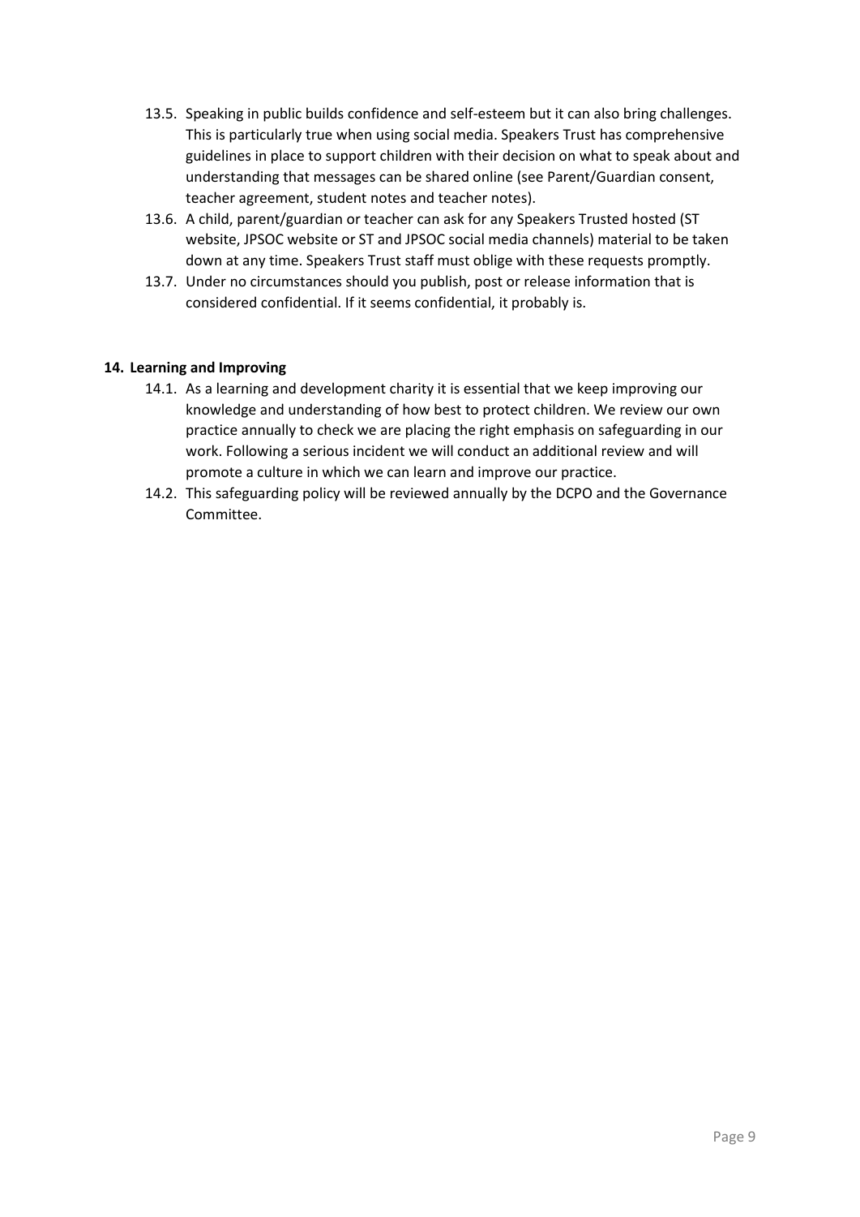13.5. Speaking in public builds confidence and self-esteem but it can also bring challenges. This is particularly true when using social media. Speakers Trust has comprehensive guidelines in place to support children with their decision on what to speak about and understanding that messages can be shared online (see Parent/Guardian consent, teacher agreement, student notes and teacher notes).

13.6. A child, parent/guardian or teacher can ask for any Speakers Trusted hosted (ST website, JPSOC website or ST and JPSOC social media channels) material to be taken down at any time. Speakers Trust staff must oblige with these requests promptly.

13.7. Under no circumstances should you publish, post or release information that is considered confidential. If it seems confidential, it probably is.

## 14. Learning and Improving

14.1. As a learning and development charity it is essential that we keep improving our knowledge and understanding of how best to protect children. We review our own practice annually to check we are placing the right emphasis on safeguarding in our work. Following a serious incident we will conduct an additional review and will promote a culture in which we can learn and improve our practice.

14.2. This safeguarding policy will be reviewed annually by the DCPO and the Governance Committee.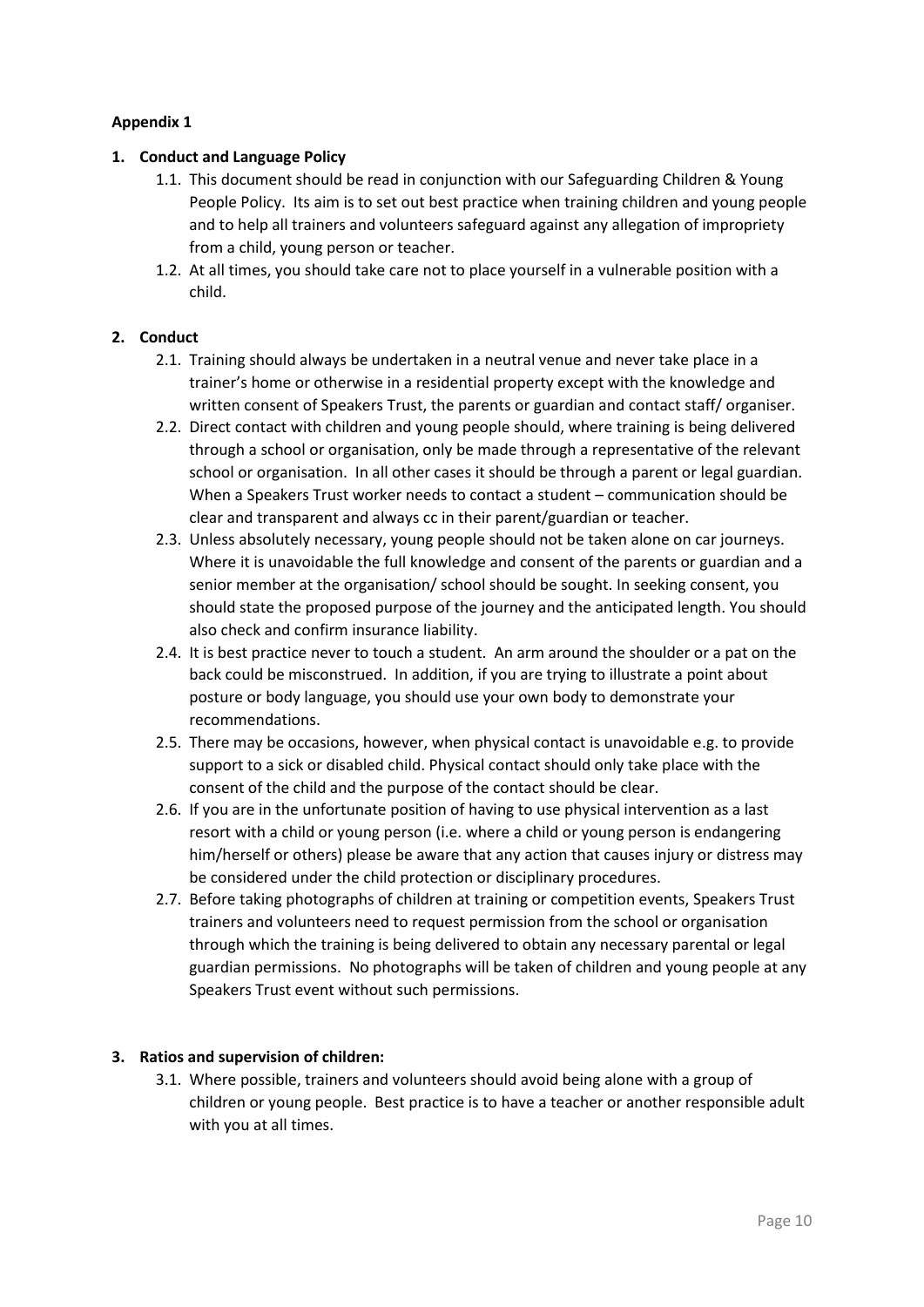**Appendix 1**

1. **Conduct and Language Policy**
    1.1. This document should be read in conjunction with our Safeguarding Children & Young People Policy. Its aim is to set out best practice when training children and young people and to help all trainers and volunteers safeguard against any allegation of impropriety from a child, young person or teacher.
    1.2. At all times, you should take care not to place yourself in a vulnerable position with a child.

2. **Conduct**
    2.1. Training should always be undertaken in a neutral venue and never take place in a trainer's home or otherwise in a residential property except with the knowledge and written consent of Speakers Trust, the parents or guardian and contact staff/ organiser.
    2.2. Direct contact with children and young people should, where training is being delivered through a school or organisation, only be made through a representative of the relevant school or organisation. In all other cases it should be through a parent or legal guardian. When a Speakers Trust worker needs to contact a student – communication should be clear and transparent and always cc in their parent/guardian or teacher.
    2.3. Unless absolutely necessary, young people should not be taken alone on car journeys. Where it is unavoidable the full knowledge and consent of the parents or guardian and a senior member at the organisation/ school should be sought. In seeking consent, you should state the proposed purpose of the journey and the anticipated length. You should also check and confirm insurance liability.
    2.4. It is best practice never to touch a student. An arm around the shoulder or a pat on the back could be misconstrued. In addition, if you are trying to illustrate a point about posture or body language, you should use your own body to demonstrate your recommendations.
    2.5. There may be occasions, however, when physical contact is unavoidable e.g. to provide support to a sick or disabled child. Physical contact should only take place with the consent of the child and the purpose of the contact should be clear.
    2.6. If you are in the unfortunate position of having to use physical intervention as a last resort with a child or young person (i.e. where a child or young person is endangering him/herself or others) please be aware that any action that causes injury or distress may be considered under the child protection or disciplinary procedures.
    2.7. Before taking photographs of children at training or competition events, Speakers Trust trainers and volunteers need to request permission from the school or organisation through which the training is being delivered to obtain any necessary parental or legal guardian permissions. No photographs will be taken of children and young people at any Speakers Trust event without such permissions.

3. **Ratios and supervision of children:**
    3.1. Where possible, trainers and volunteers should avoid being alone with a group of children or young people. Best practice is to have a teacher or another responsible adult with you at all times.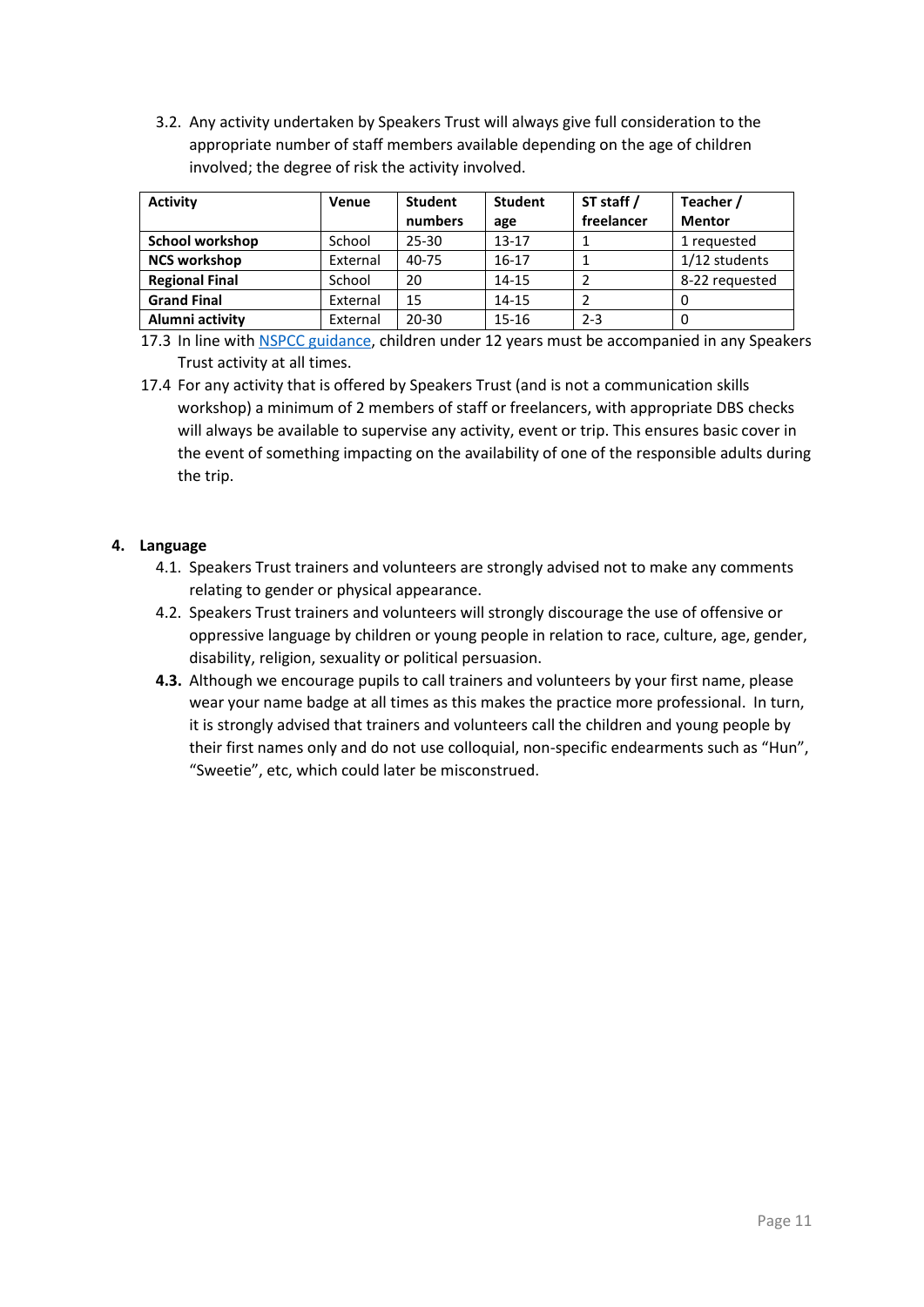3.2. Any activity undertaken by Speakers Trust will always give full consideration to the appropriate number of staff members available depending on the age of children involved; the degree of risk the activity involved.

| Activity | Venue | Student numbers | Student age | ST staff / freelancer | Teacher / Mentor |
|---|---|---|---|---|---|
| **School workshop** | School | 25-30 | 13-17 | 1 | 1 requested |
| **NCS workshop** | External | 40-75 | 16-17 | 1 | 1/12 students |
| **Regional Final** | School | 20 | 14-15 | 2 | 8-22 requested |
| **Grand Final** | External | 15 | 14-15 | 2 | 0 |
| **Alumni activity** | External | 20-30 | 15-16 | 2-3 | 0 |

17.3 In line with [NSPCC guidance](), children under 12 years must be accompanied in any Speakers Trust activity at all times.

17.4 For any activity that is offered by Speakers Trust (and is not a communication skills workshop) a minimum of 2 members of staff or freelancers, with appropriate DBS checks will always be available to supervise any activity, event or trip. This ensures basic cover in the event of something impacting on the availability of one of the responsible adults during the trip.

## 4. Language

4.1. Speakers Trust trainers and volunteers are strongly advised not to make any comments relating to gender or physical appearance.

4.2. Speakers Trust trainers and volunteers will strongly discourage the use of offensive or oppressive language by children or young people in relation to race, culture, age, gender, disability, religion, sexuality or political persuasion.

**4.3.** Although we encourage pupils to call trainers and volunteers by your first name, please wear your name badge at all times as this makes the practice more professional. In turn, it is strongly advised that trainers and volunteers call the children and young people by their first names only and do not use colloquial, non-specific endearments such as "Hun", "Sweetie", etc, which could later be misconstrued.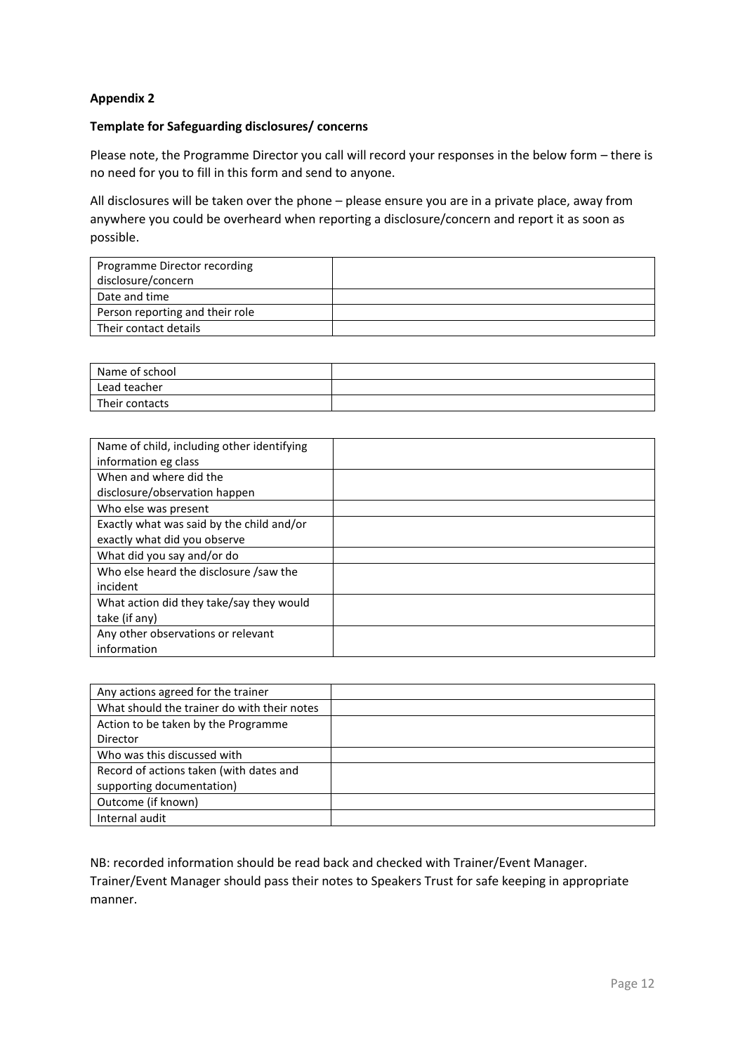**Appendix 2**

**Template for Safeguarding disclosures/ concerns**

Please note, the Programme Director you call will record your responses in the below form – there is no need for you to fill in this form and send to anyone.

All disclosures will be taken over the phone – please ensure you are in a private place, away from anywhere you could be overheard when reporting a disclosure/concern and report it as soon as possible.

| | |
|---|---|
| Programme Director recording disclosure/concern | |
| Date and time | |
| Person reporting and their role | |
| Their contact details | |

| | |
|---|---|
| Name of school | |
| Lead teacher | |
| Their contacts | |

| | |
|---|---|
| Name of child, including other identifying information eg class | |
| When and where did the disclosure/observation happen | |
| Who else was present | |
| Exactly what was said by the child and/or exactly what did you observe | |
| What did you say and/or do | |
| Who else heard the disclosure /saw the incident | |
| What action did they take/say they would take (if any) | |
| Any other observations or relevant information | |

| | |
|---|---|
| Any actions agreed for the trainer | |
| What should the trainer do with their notes | |
| Action to be taken by the Programme Director | |
| Who was this discussed with | |
| Record of actions taken (with dates and supporting documentation) | |
| Outcome (if known) | |
| Internal audit | |

NB: recorded information should be read back and checked with Trainer/Event Manager. Trainer/Event Manager should pass their notes to Speakers Trust for safe keeping in appropriate manner.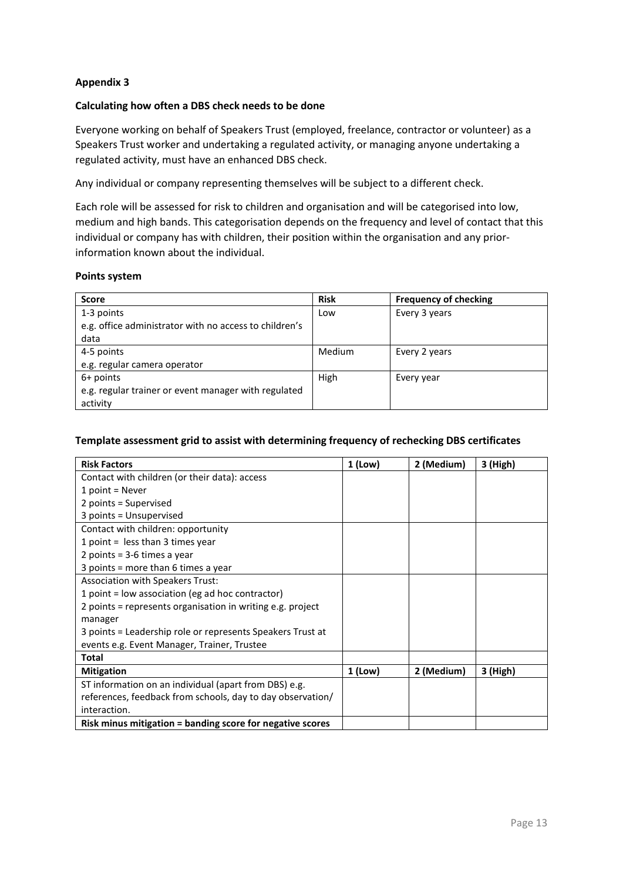**Appendix 3**

**Calculating how often a DBS check needs to be done**

Everyone working on behalf of Speakers Trust (employed, freelance, contractor or volunteer) as a Speakers Trust worker and undertaking a regulated activity, or managing anyone undertaking a regulated activity, must have an enhanced DBS check.

Any individual or company representing themselves will be subject to a different check.

Each role will be assessed for risk to children and organisation and will be categorised into low, medium and high bands. This categorisation depends on the frequency and level of contact that this individual or company has with children, their position within the organisation and any prior-information known about the individual.

**Points system**

| Score | Risk | Frequency of checking |
|---|---|---|
| 1-3 points<br>e.g. office administrator with no access to children's data | Low | Every 3 years |
| 4-5 points<br>e.g. regular camera operator | Medium | Every 2 years |
| 6+ points<br>e.g. regular trainer or event manager with regulated activity | High | Every year |

**Template assessment grid to assist with determining frequency of rechecking DBS certificates**

| Risk Factors | 1 (Low) | 2 (Medium) | 3 (High) |
|---|---|---|---|
| Contact with children (or their data): access<br>1 point = Never<br>2 points = Supervised<br>3 points = Unsupervised | | | |
| Contact with children: opportunity<br>1 point = less than 3 times year<br>2 points = 3-6 times a year<br>3 points = more than 6 times a year | | | |
| Association with Speakers Trust:<br>1 point = low association (eg ad hoc contractor)<br>2 points = represents organisation in writing e.g. project manager<br>3 points = Leadership role or represents Speakers Trust at events e.g. Event Manager, Trainer, Trustee | | | |
| **Total** | | | |
| **Mitigation** | **1 (Low)** | **2 (Medium)** | **3 (High)** |
| ST information on an individual (apart from DBS) e.g. references, feedback from schools, day to day observation/ interaction. | | | |
| **Risk minus mitigation = banding score for negative scores** | | | |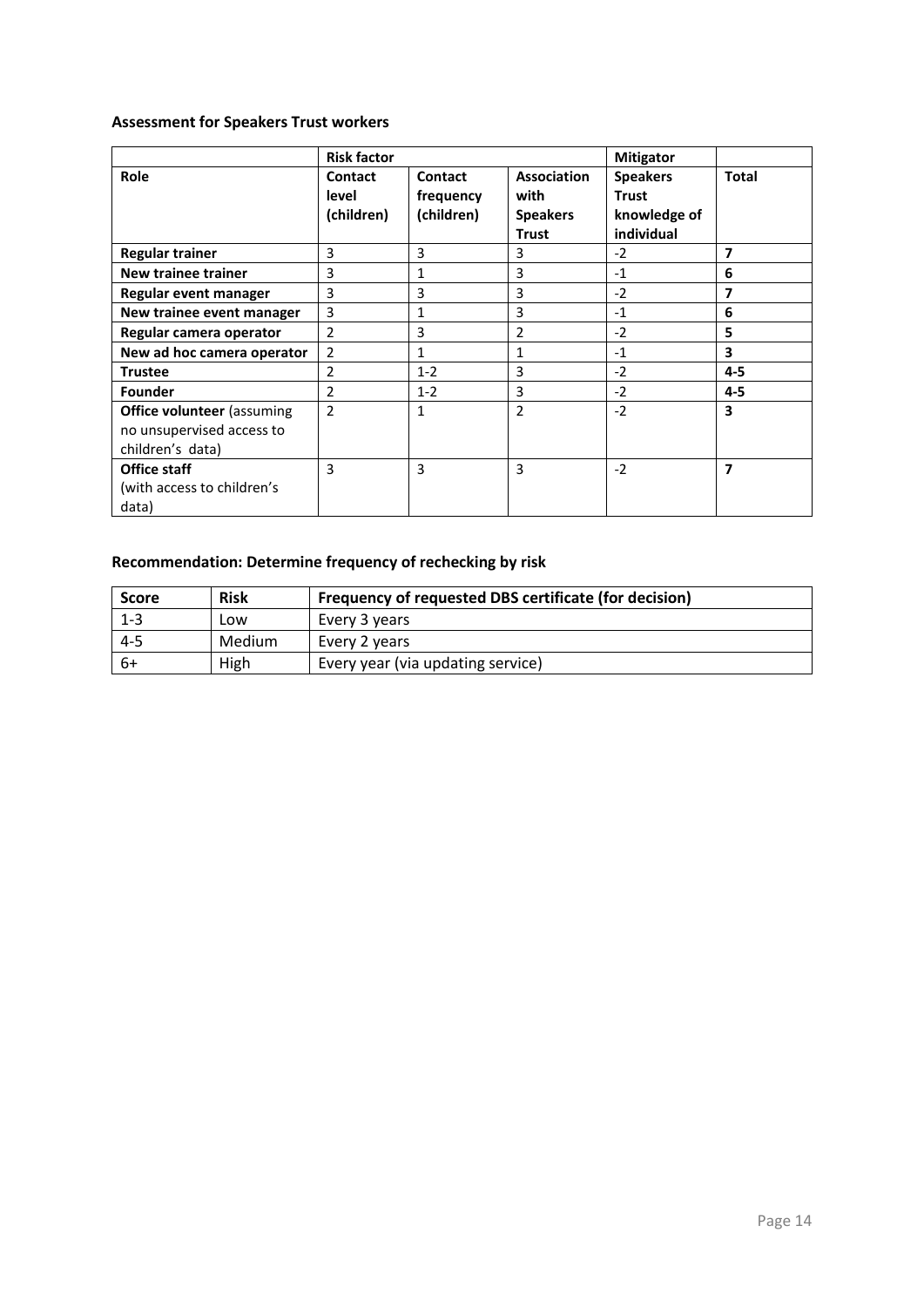**Assessment for Speakers Trust workers**

| | Risk factor | | | Mitigator | |
|---|---|---|---|---|---|
| **Role** | **Contact level (children)** | **Contact frequency (children)** | **Association with Speakers Trust** | **Speakers Trust knowledge of individual** | **Total** |
| **Regular trainer** | 3 | 3 | 3 | -2 | **7** |
| **New trainee trainer** | 3 | 1 | 3 | -1 | **6** |
| **Regular event manager** | 3 | 3 | 3 | -2 | **7** |
| **New trainee event manager** | 3 | 1 | 3 | -1 | **6** |
| **Regular camera operator** | 2 | 3 | 2 | -2 | **5** |
| **New ad hoc camera operator** | 2 | 1 | 1 | -1 | **3** |
| **Trustee** | 2 | 1-2 | 3 | -2 | **4-5** |
| **Founder** | 2 | 1-2 | 3 | -2 | **4-5** |
| **Office volunteer** (assuming no unsupervised access to children's data) | 2 | 1 | 2 | -2 | **3** |
| **Office staff** (with access to children's data) | 3 | 3 | 3 | -2 | **7** |

**Recommendation: Determine frequency of rechecking by risk**

| Score | Risk | Frequency of requested DBS certificate (for decision) |
|---|---|---|
| 1-3 | Low | Every 3 years |
| 4-5 | Medium | Every 2 years |
| 6+ | High | Every year (via updating service) |